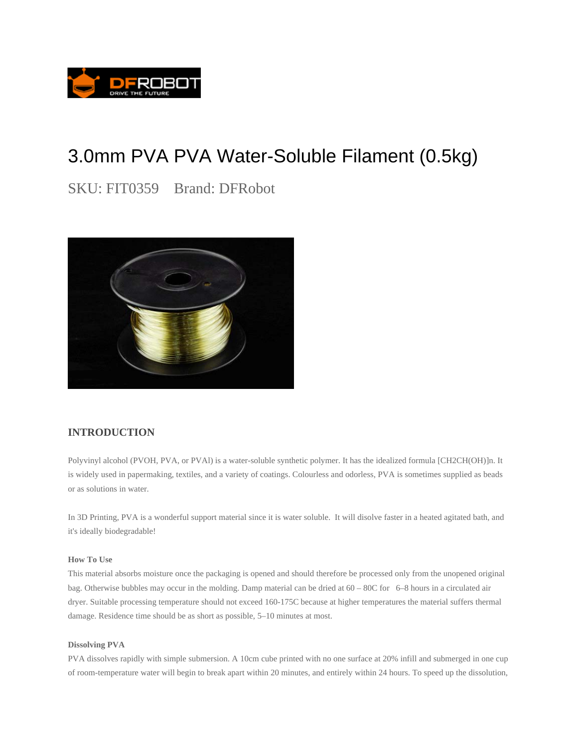# 3.0mm PVA PVA Water-Soluble Filament (0.5kg)

SKU: FIT0359    Brand: DFRobot

## INTRODUCTION

Polyvinyl alcohol (PVOH, PVA, or PVAl) is a water-soluble synthetic polymer. It has the idealized formula [CH2CH(OH)]n. It is widely used in papermaking, textiles, and a variety of coatings. Colourless and odorless, PVA is sometimes supplied as beads or as solutions in water.

In 3D Printing, PVA is a wonderful support material since it is water soluble. It will disolve faster in a heated agitated bath, and it's ideally biodegradable!

### How To Use

This material absorbs moisture once the packaging is opened and should therefore be processed only from the unopened original bag. Otherwise bubbles may occur in the molding. Damp material can be dried at 60 – 80C for 6–8 hours in a circulated air dryer. Suitable processing temperature should not exceed 160-175C because at higher temperatures the material suffers thermal damage. Residence time should be as short as possible, 5–10 minutes at most.

### Dissolving PVA

PVA dissolves rapidly with simple submersion. A 10cm cube printed with no one surface at 20% infill and submerged in one cup of room-temperature water will begin to break apart within 20 minutes, and entirely within 24 hours. To speed up the dissolution,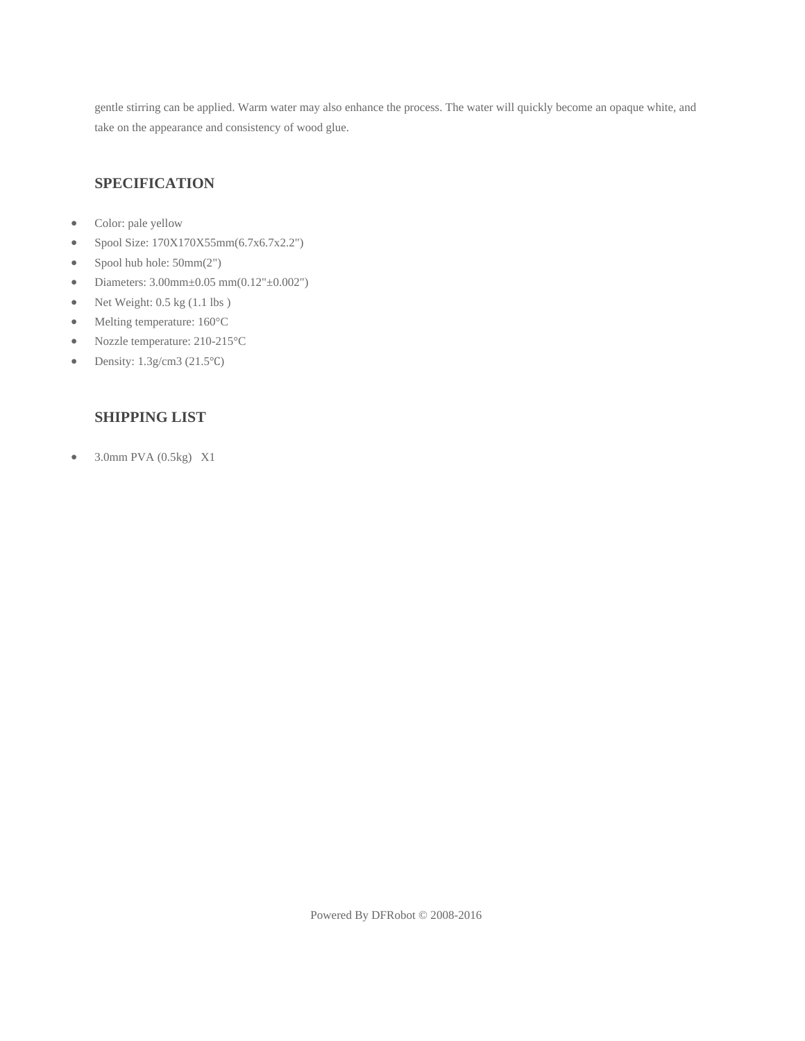gentle stirring can be applied. Warm water may also enhance the process. The water will quickly become an opaque white, and take on the appearance and consistency of wood glue.

## SPECIFICATION

- Color: pale yellow
- Spool Size: 170X170X55mm(6.7x6.7x2.2")
- Spool hub hole: 50mm(2")
- Diameters: 3.00mm±0.05 mm(0.12"±0.002")
- Net Weight: 0.5 kg (1.1 lbs )
- Melting temperature: 160°C
- Nozzle temperature: 210-215°C
- Density: 1.3g/cm3 (21.5℃)

## SHIPPING LIST

- 3.0mm PVA (0.5kg)   X1

Powered By DFRobot © 2008-2016